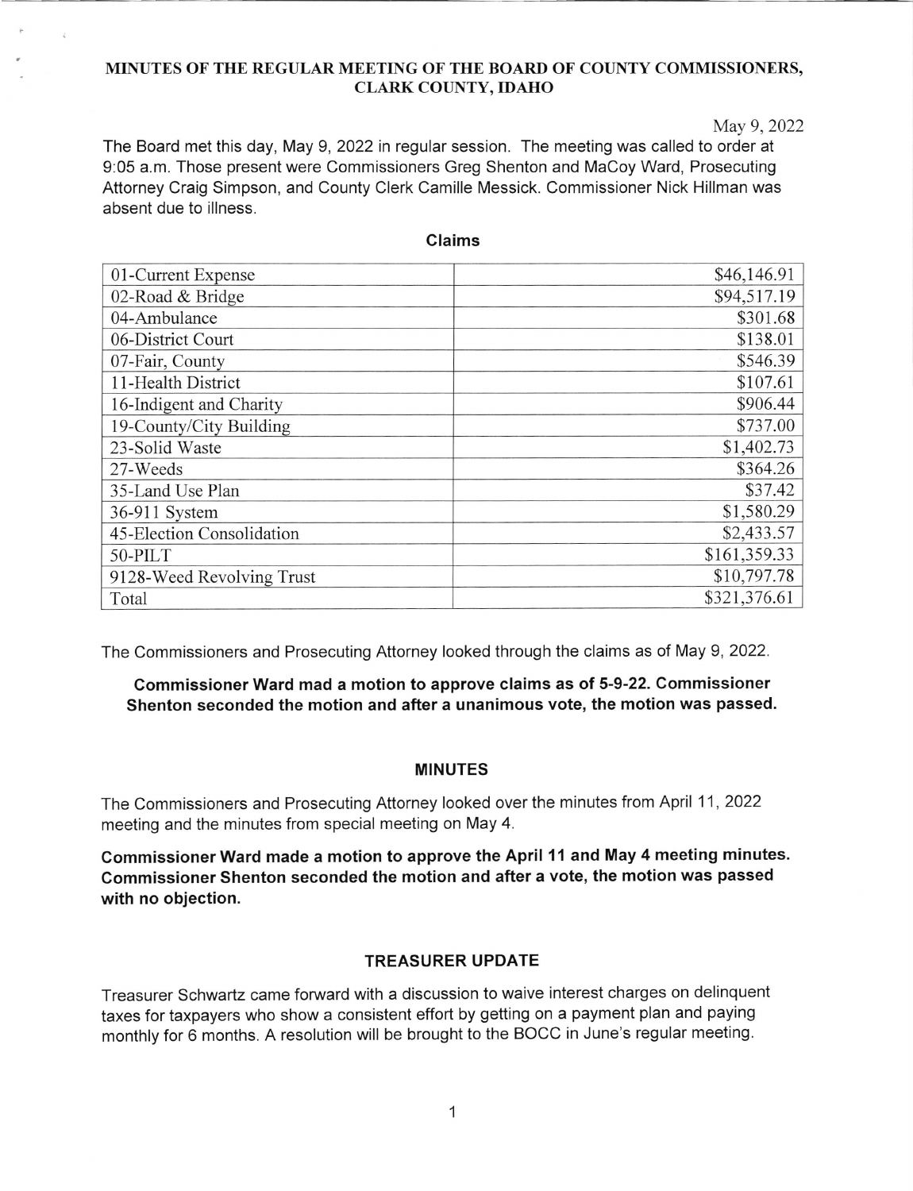# MINUTES OF THE REGULAR MEETING OF THE BOARD OF COUNTY COMMISSIONERS, CLARK COUNTY, IDAHO

May 9, 2022

The Board met this day, May 9, 2022 in regular session. The meeting was called to order at 9:05 a.m. Those present were Commissioners Greg Shenton and MaCoy Ward, Prosecuting Attorney Craig Simpson, and County Clerk Camille Messick. Commissioner Nick Hillman was absent due to illness.

## Claims

| | |
|---|---:|
| 01-Current Expense | $46,146.91 |
| 02-Road & Bridge | $94,517.19 |
| 04-Ambulance | $301.68 |
| 06-District Court | $138.01 |
| 07-Fair, County | $546.39 |
| 11-Health District | $107.61 |
| 16-Indigent and Charity | $906.44 |
| 19-County/City Building | $737.00 |
| 23-Solid Waste | $1,402.73 |
| 27-Weeds | $364.26 |
| 35-Land Use Plan | $37.42 |
| 36-911 System | $1,580.29 |
| 45-Election Consolidation | $2,433.57 |
| 50-PILT | $161,359.33 |
| 9128-Weed Revolving Trust | $10,797.78 |
| Total | $321,376.61 |

The Commissioners and Prosecuting Attorney looked through the claims as of May 9, 2022.

**Commissioner Ward mad a motion to approve claims as of 5-9-22. Commissioner Shenton seconded the motion and after a unanimous vote, the motion was passed.**

## MINUTES

The Commissioners and Prosecuting Attorney looked over the minutes from April 11, 2022 meeting and the minutes from special meeting on May 4.

**Commissioner Ward made a motion to approve the April 11 and May 4 meeting minutes. Commissioner Shenton seconded the motion and after a vote, the motion was passed with no objection.**

## TREASURER UPDATE

Treasurer Schwartz came forward with a discussion to waive interest charges on delinquent taxes for taxpayers who show a consistent effort by getting on a payment plan and paying monthly for 6 months. A resolution will be brought to the BOCC in June's regular meeting.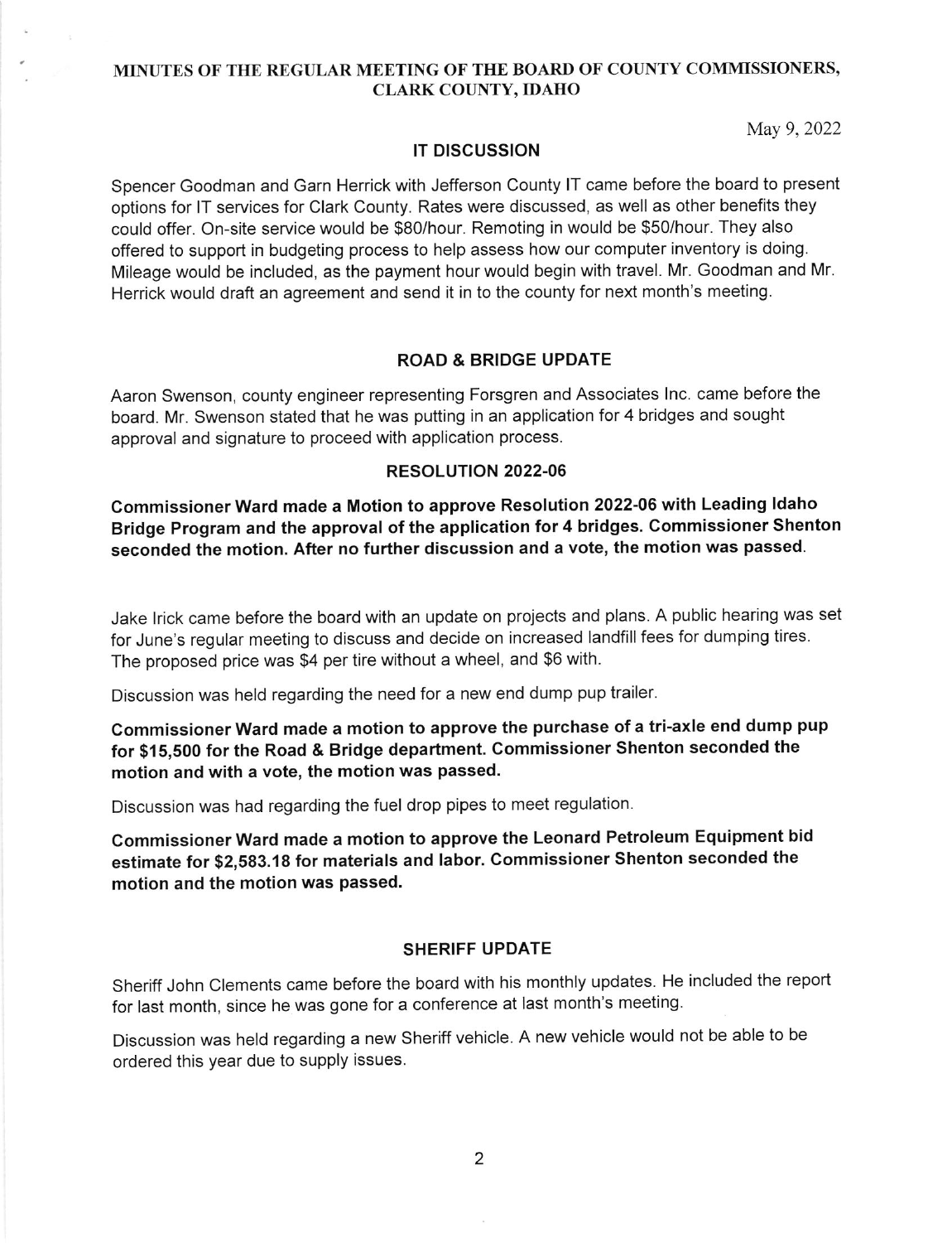# MINUTES OF THE REGULAR MEETING OF THE BOARD OF COUNTY COMMISSIONERS, CLARK COUNTY, IDAHO

May 9, 2022

## IT DISCUSSION

Spencer Goodman and Garn Herrick with Jefferson County IT came before the board to present options for IT services for Clark County. Rates were discussed, as well as other benefits they could offer. On-site service would be $80/hour. Remoting in would be $50/hour. They also offered to support in budgeting process to help assess how our computer inventory is doing. Mileage would be included, as the payment hour would begin with travel. Mr. Goodman and Mr. Herrick would draft an agreement and send it in to the county for next month's meeting.

## ROAD & BRIDGE UPDATE

Aaron Swenson, county engineer representing Forsgren and Associates Inc. came before the board. Mr. Swenson stated that he was putting in an application for 4 bridges and sought approval and signature to proceed with application process.

## RESOLUTION 2022-06

**Commissioner Ward made a Motion to approve Resolution 2022-06 with Leading Idaho Bridge Program and the approval of the application for 4 bridges. Commissioner Shenton seconded the motion. After no further discussion and a vote, the motion was passed.**

Jake Irick came before the board with an update on projects and plans. A public hearing was set for June's regular meeting to discuss and decide on increased landfill fees for dumping tires. The proposed price was $4 per tire without a wheel, and $6 with.

Discussion was held regarding the need for a new end dump pup trailer.

**Commissioner Ward made a motion to approve the purchase of a tri-axle end dump pup for $15,500 for the Road & Bridge department. Commissioner Shenton seconded the motion and with a vote, the motion was passed.**

Discussion was had regarding the fuel drop pipes to meet regulation.

**Commissioner Ward made a motion to approve the Leonard Petroleum Equipment bid estimate for $2,583.18 for materials and labor. Commissioner Shenton seconded the motion and the motion was passed.**

## SHERIFF UPDATE

Sheriff John Clements came before the board with his monthly updates. He included the report for last month, since he was gone for a conference at last month's meeting.

Discussion was held regarding a new Sheriff vehicle. A new vehicle would not be able to be ordered this year due to supply issues.